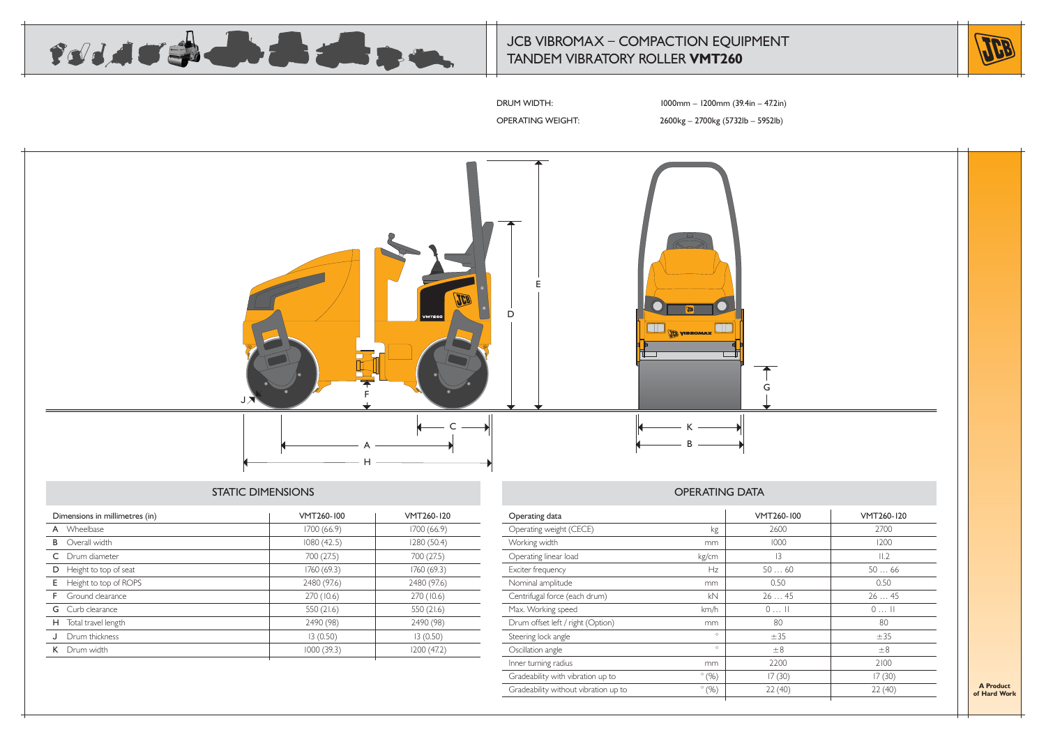# JCB VIBROMAX – COMPACTION EQUIPMENT
## TANDEM VIBRATORY ROLLER **VMT260**

DRUM WIDTH: 1000mm – 1200mm (39.4in – 47.2in)

OPERATING WEIGHT: 2600kg – 2700kg (5732lb – 5952lb)

## STATIC DIMENSIONS

| Dimensions in millimetres (in) | VMT260-100 | VMT260-120 |
|---|---|---|
| A Wheelbase | 1700 (66.9) | 1700 (66.9) |
| B Overall width | 1080 (42.5) | 1280 (50.4) |
| C Drum diameter | 700 (27.5) | 700 (27.5) |
| D Height to top of seat | 1760 (69.3) | 1760 (69.3) |
| E Height to top of ROPS | 2480 (97.6) | 2480 (97.6) |
| F Ground clearance | 270 (10.6) | 270 (10.6) |
| G Curb clearance | 550 (21.6) | 550 (21.6) |
| H Total travel length | 2490 (98) | 2490 (98) |
| J Drum thickness | 13 (0.50) | 13 (0.50) |
| K Drum width | 1000 (39.3) | 1200 (47.2) |

## OPERATING DATA

| Operating data | | VMT260-100 | VMT260-120 |
|---|---|---|---|
| Operating weight (CECE) | kg | 2600 | 2700 |
| Working width | mm | 1000 | 1200 |
| Operating linear load | kg/cm | 13 | 11.2 |
| Exciter frequency | Hz | 50 … 60 | 50 … 66 |
| Nominal amplitude | mm | 0.50 | 0.50 |
| Centrifugal force (each drum) | kN | 26 … 45 | 26 … 45 |
| Max. Working speed | km/h | 0 … 11 | 0 … 11 |
| Drum offset left / right (Option) | mm | 80 | 80 |
| Steering lock angle | ° | ±35 | ±35 |
| Oscillation angle | ° | ±8 | ±8 |
| Inner turning radius | mm | 2200 | 2100 |
| Gradeability with vibration up to | ° (%) | 17 (30) | 17 (30) |
| Gradeability without vibration up to | ° (%) | 22 (40) | 22 (40) |

**A Product of Hard Work**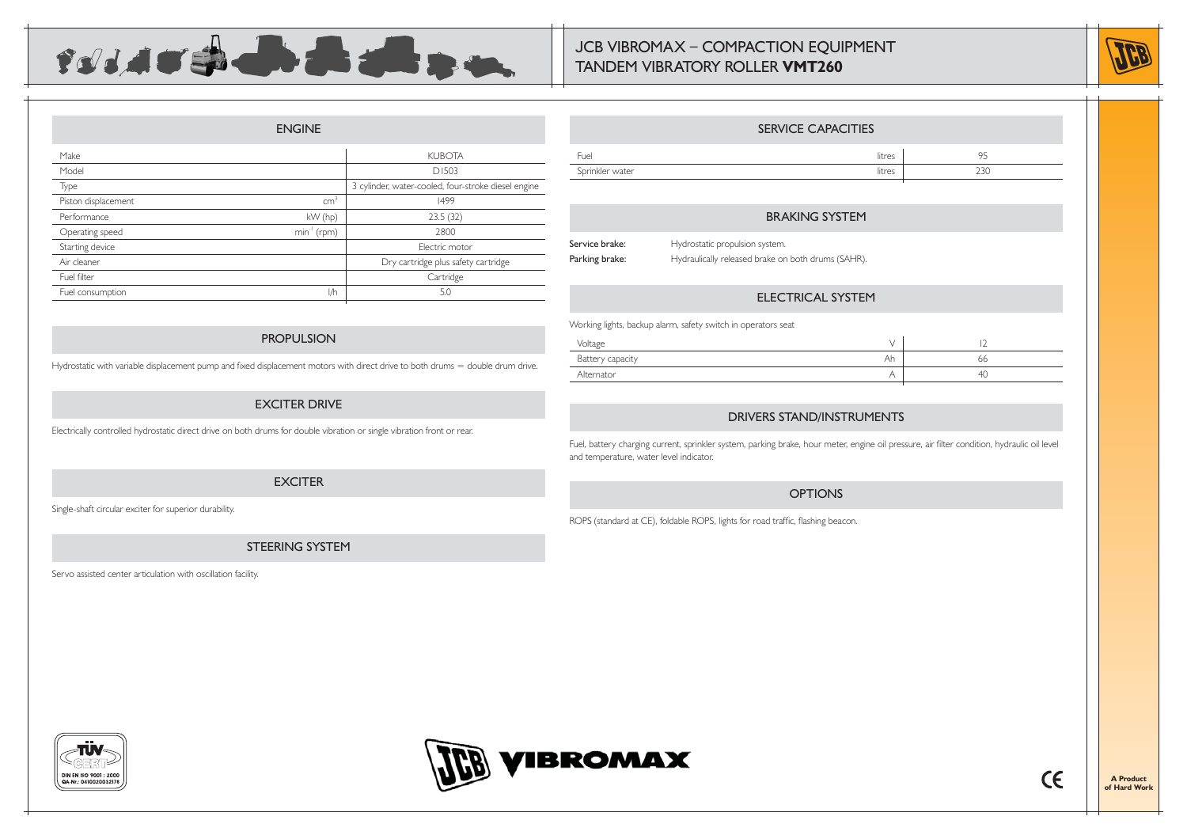# JCB VIBROMAX – COMPACTION EQUIPMENT
# TANDEM VIBRATORY ROLLER **VMT260**

## ENGINE

| | | |
|---|---|---|
| Make | | KUBOTA |
| Model | | D1503 |
| Type | | 3 cylinder, water-cooled, four-stroke diesel engine |
| Piston displacement | $cm^3$ | 1499 |
| Performance | kW (hp) | 23.5 (32) |
| Operating speed | $min^{-1}$ (rpm) | 2800 |
| Starting device | | Electric motor |
| Air cleaner | | Dry cartridge plus safety cartridge |
| Fuel filter | | Cartridge |
| Fuel consumption | l/h | 5.0 |

## PROPULSION

Hydrostatic with variable displacement pump and fixed displacement motors with direct drive to both drums = double drum drive.

## EXCITER DRIVE

Electrically controlled hydrostatic direct drive on both drums for double vibration or single vibration front or rear.

## EXCITER

Single-shaft circular exciter for superior durability.

## STEERING SYSTEM

Servo assisted center articulation with oscillation facility.

## SERVICE CAPACITIES

| | | |
|---|---|---|
| Fuel | litres | 95 |
| Sprinkler water | litres | 230 |

## BRAKING SYSTEM

**Service brake:** Hydrostatic propulsion system.

**Parking brake:** Hydraulically released brake on both drums (SAHR).

## ELECTRICAL SYSTEM

Working lights, backup alarm, safety switch in operators seat

| | | |
|---|---|---|
| Voltage | V | 12 |
| Battery capacity | Ah | 66 |
| Alternator | A | 40 |

## DRIVERS STAND/INSTRUMENTS

Fuel, battery charging current, sprinkler system, parking brake, hour meter, engine oil pressure, air filter condition, hydraulic oil level and temperature, water level indicator.

## OPTIONS

ROPS (standard at CE), foldable ROPS, lights for road traffic, flashing beacon.

TÜV CERT DIN EN ISO 9001 : 2000 QA-Nr.: 04100020032178

JCB VIBROMAX

CE

A Product of Hard Work